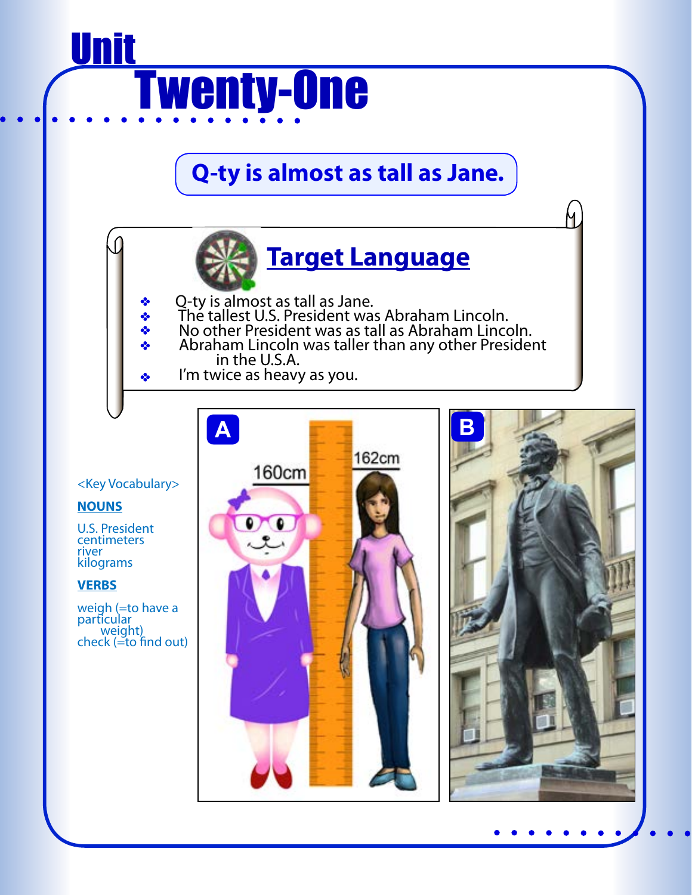# Unit Twenty-One

## Q-ty is almost as tall as Jane.

### Target Language

- Q-ty is almost as tall as Jane.
- The tallest U.S. President was Abraham Lincoln.
- No other President was as tall as Abraham Lincoln.
- Abraham Lincoln was taller than any other President in the U.S.A.
- I'm twice as heavy as you.

<Key Vocabulary>

**NOUNS**

U.S. President
centimeters
river
kilograms

**VERBS**

weigh (=to have a particular weight)
check (=to find out)

A

160cm

162cm

B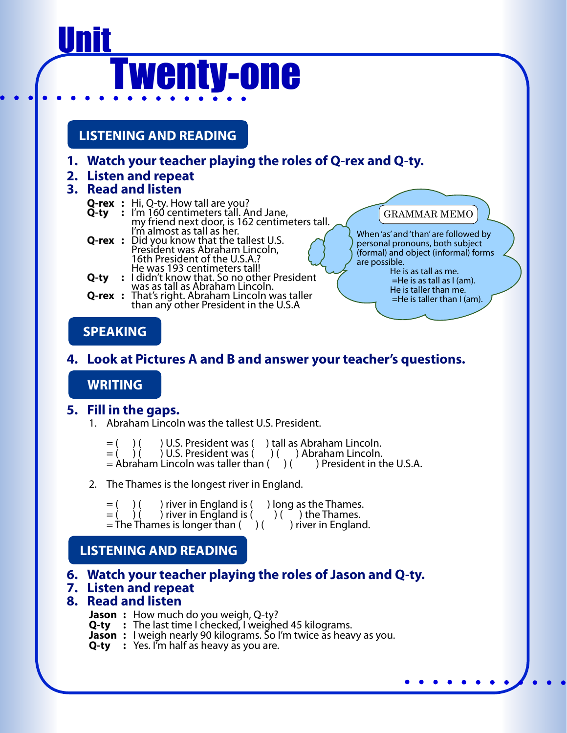# Unit Twenty-one

## LISTENING AND READING

1. **Watch your teacher playing the roles of Q-rex and Q-ty.**
2. **Listen and repeat**
3. **Read and listen**

**Q-rex** : Hi, Q-ty. How tall are you?
**Q-ty** : I'm 160 centimeters tall. And Jane, my friend next door, is 162 centimeters tall. I'm almost as tall as her.
**Q-rex** : Did you know that the tallest U.S. President was Abraham Lincoln, 16th President of the U.S.A.? He was 193 centimeters tall!
**Q-ty** : I didn't know that. So no other President was as tall as Abraham Lincoln.
**Q-rex** : That's right. Abraham Lincoln was taller than any other President in the U.S.A

> GRAMMAR MEMO
>
> When 'as' and 'than' are followed by personal pronouns, both subject (formal) and object (informal) forms are possible.
>
> He is as tall as me.
> =He is as tall as I (am).
> He is taller than me.
> =He is taller than I (am).

## SPEAKING

4. **Look at Pictures A and B and answer your teacher's questions.**

## WRITING

5. **Fill in the gaps.**

1. Abraham Lincoln was the tallest U.S. President.

   = (   ) (   ) U.S. President was (   ) tall as Abraham Lincoln.
   = (   ) (   ) U.S. President was (   ) (   ) Abraham Lincoln.
   = Abraham Lincoln was taller than (   ) (   ) President in the U.S.A.

2. The Thames is the longest river in England.

   = (   ) (   ) river in England is (   ) long as the Thames.
   = (   ) (   ) river in England is (   ) (   ) the Thames.
   = The Thames is longer than (   ) (   ) river in England.

## LISTENING AND READING

6. **Watch your teacher playing the roles of Jason and Q-ty.**
7. **Listen and repeat**
8. **Read and listen**

**Jason** : How much do you weigh, Q-ty?
**Q-ty** : The last time I checked, I weighed 45 kilograms.
**Jason** : I weigh nearly 90 kilograms. So I'm twice as heavy as you.
**Q-ty** : Yes. I'm half as heavy as you are.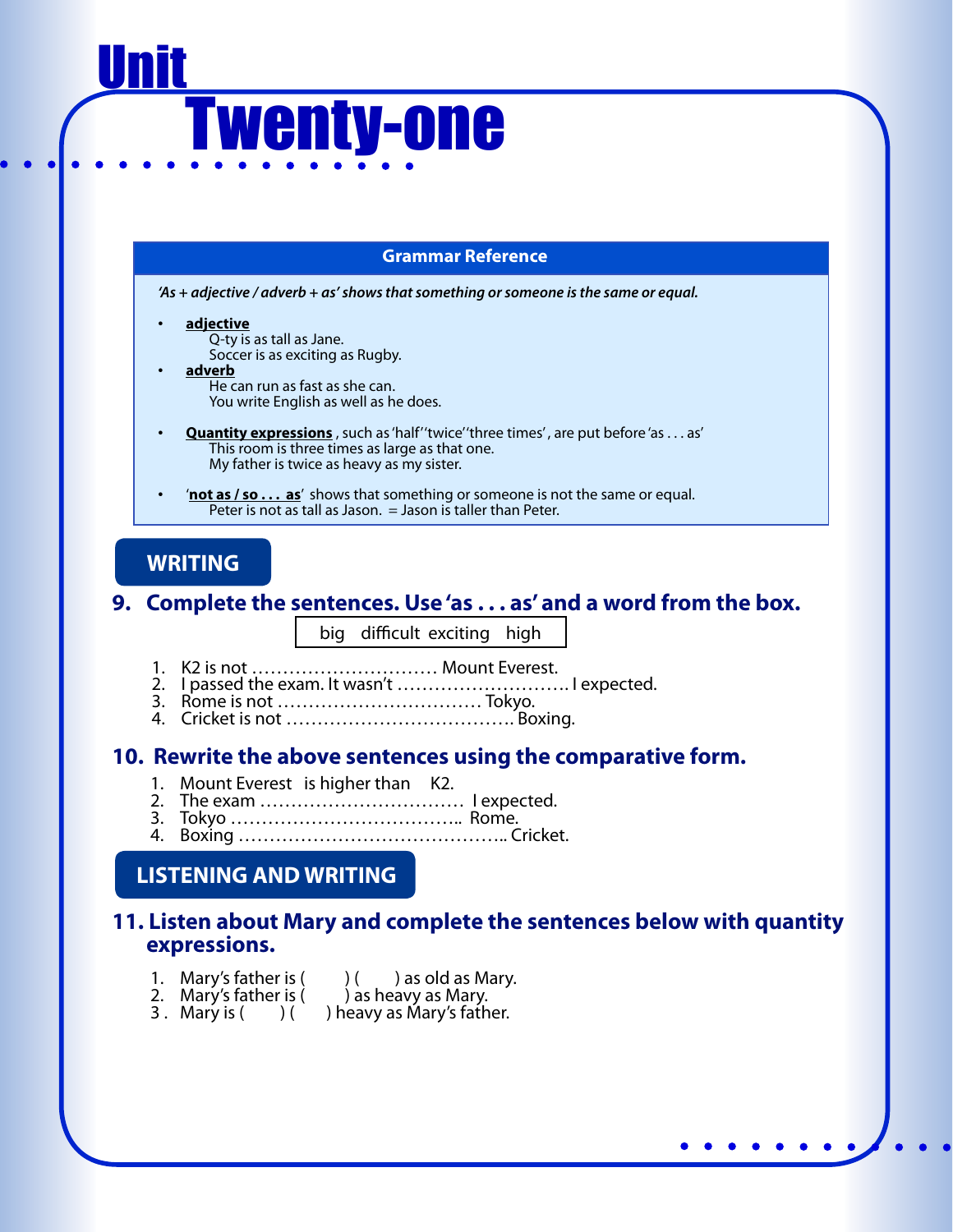# Unit Twenty-one

## Grammar Reference

*'As + adjective / adverb + as' shows that something or someone is the same or equal.*

- **adjective**
  Q-ty is as tall as Jane.
  Soccer is as exciting as Rugby.
- **adverb**
  He can run as fast as she can.
  You write English as well as he does.

- **Quantity expressions**, such as 'half''twice''three times', are put before 'as . . . as'
  This room is three times as large as that one.
  My father is twice as heavy as my sister.

- '**not as / so . . . as**' shows that something or someone is not the same or equal.
  Peter is not as tall as Jason. = Jason is taller than Peter.

## WRITING

### 9. Complete the sentences. Use 'as . . . as' and a word from the box.

| big difficult exciting high |
|---|

1. K2 is not ………………………… Mount Everest.
2. I passed the exam. It wasn't ………………………. I expected.
3. Rome is not …………………………… Tokyo.
4. Cricket is not ………………………………. Boxing.

### 10. Rewrite the above sentences using the comparative form.

1. Mount Everest is higher than K2.
2. The exam …………………………… I expected.
3. Tokyo ……………………………….. Rome.
4. Boxing …………………………………….. Cricket.

## LISTENING AND WRITING

### 11. Listen about Mary and complete the sentences below with quantity expressions.

1. Mary's father is ( ) ( ) as old as Mary.
2. Mary's father is ( ) as heavy as Mary.
3. Mary is ( ) ( ) heavy as Mary's father.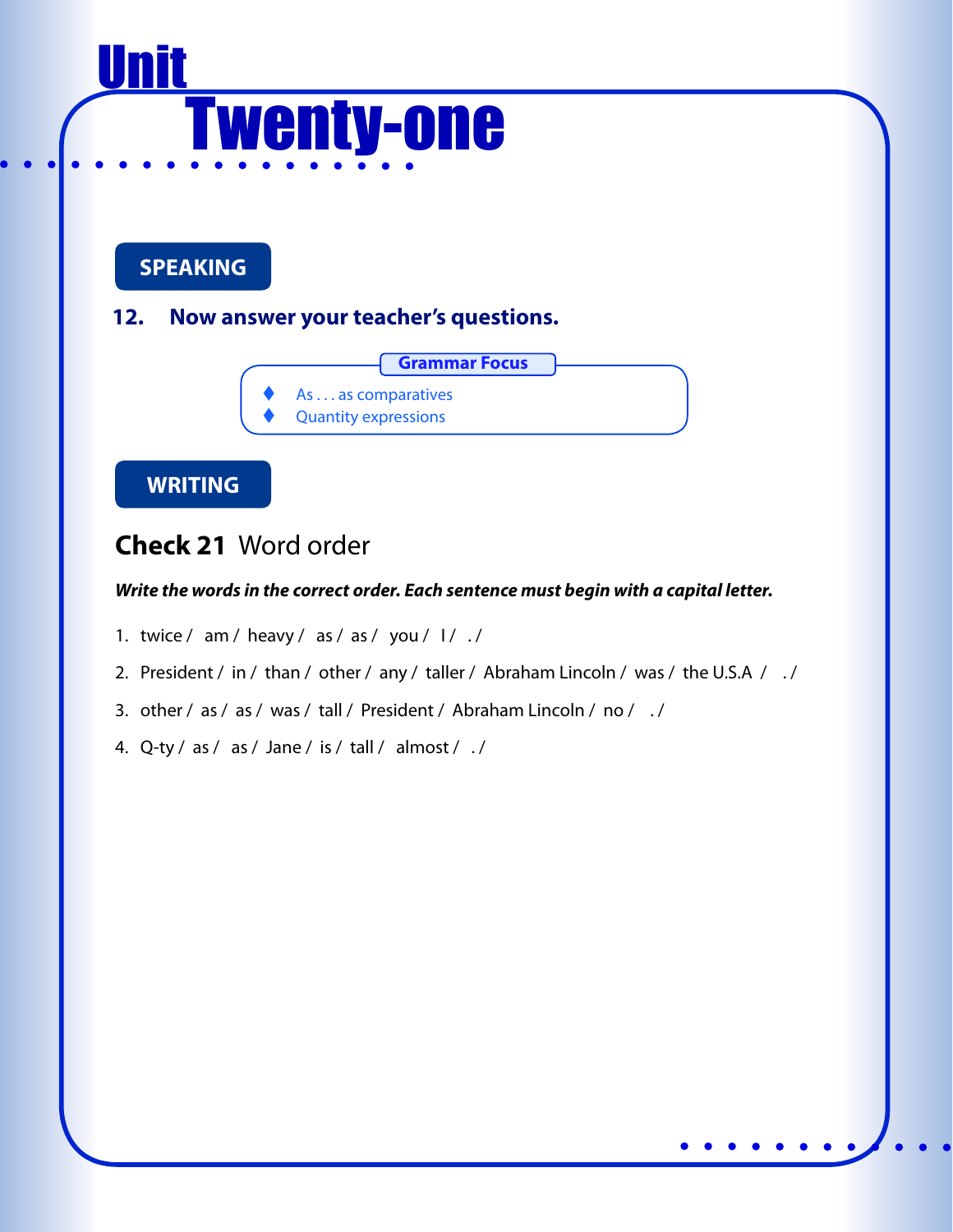# Unit Twenty-one

## SPEAKING

**12. Now answer your teacher's questions.**

**Grammar Focus**

- As . . . as comparatives
- Quantity expressions

## WRITING

## Check 21 Word order

***Write the words in the correct order. Each sentence must begin with a capital letter.***

1. twice / am / heavy / as / as / you / I / . /
2. President / in / than / other / any / taller / Abraham Lincoln / was / the U.S.A / . /
3. other / as / as / was / tall / President / Abraham Lincoln / no / . /
4. Q-ty / as / as / Jane / is / tall / almost / . /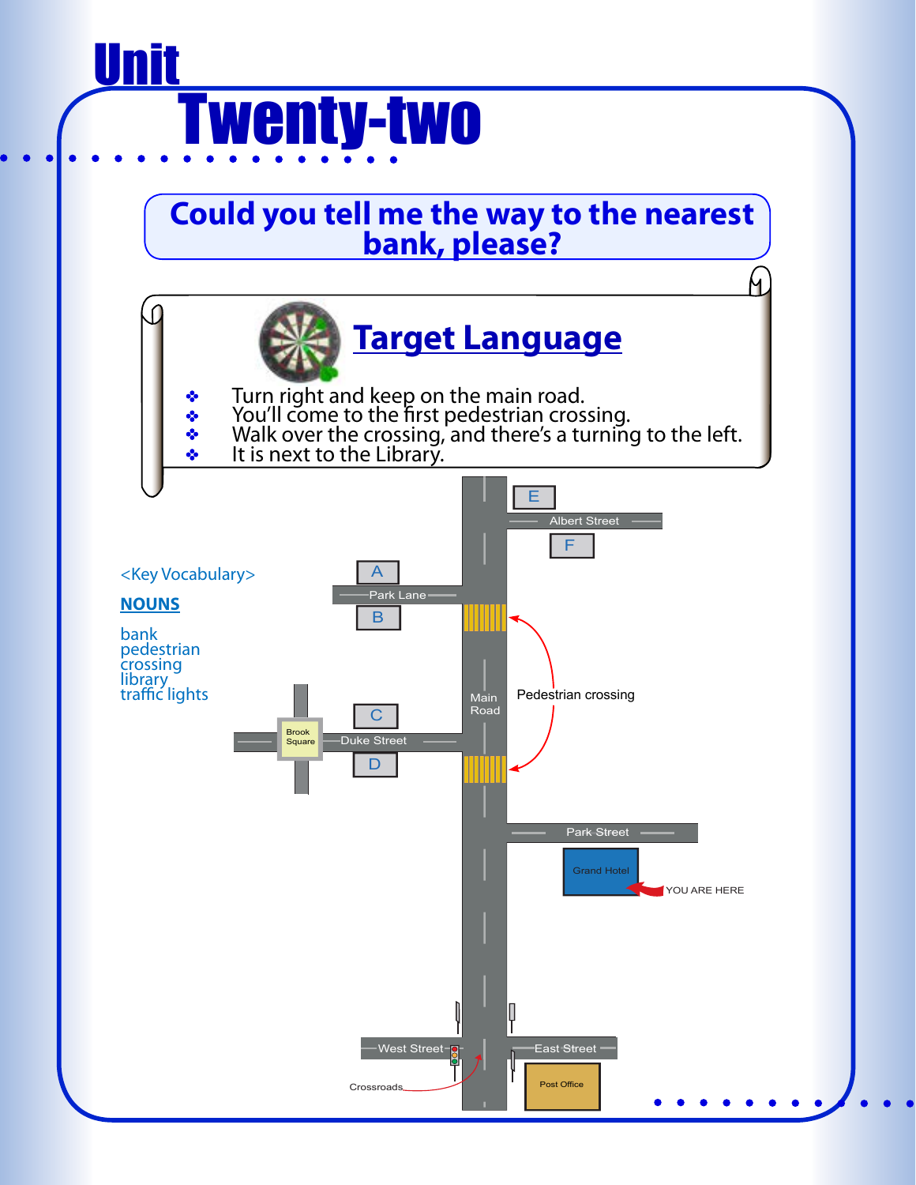# Unit Twenty-two

## Could you tell me the way to the nearest bank, please?

## Target Language

- Turn right and keep on the main road.
- You'll come to the first pedestrian crossing.
- Walk over the crossing, and there's a turning to the left.
- It is next to the Library.

<Key Vocabulary>

**NOUNS**

bank
pedestrian crossing
library
traffic lights

E
Albert Street
F
A
Park Lane
B
Main Road
Pedestrian crossing
C
Brook Square
Duke Street
D
Park Street
Grand Hotel
YOU ARE HERE
West Street
East Street
Crossroads
Post Office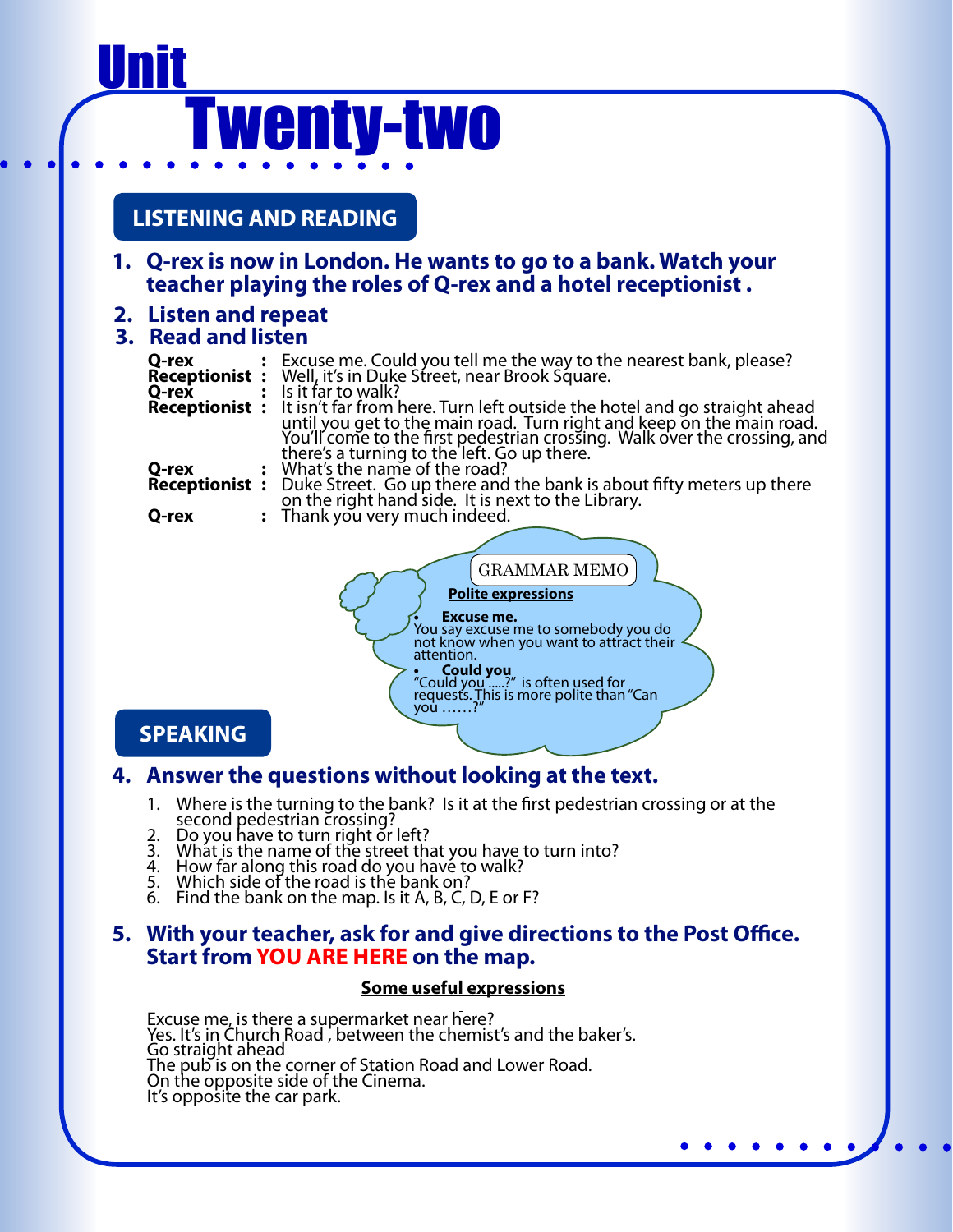# Unit Twenty-two

## LISTENING AND READING

**1. Q-rex is now in London. He wants to go to a bank. Watch your teacher playing the roles of Q-rex and a hotel receptionist .**

**2. Listen and repeat**

**3. Read and listen**

**Q-rex** : Excuse me. Could you tell me the way to the nearest bank, please?
**Receptionist** : Well, it's in Duke Street, near Brook Square.
**Q-rex** : Is it far to walk?
**Receptionist** : It isn't far from here. Turn left outside the hotel and go straight ahead until you get to the main road. Turn right and keep on the main road. You'll come to the first pedestrian crossing. Walk over the crossing, and there's a turning to the left. Go up there.
**Q-rex** : What's the name of the road?
**Receptionist** : Duke Street. Go up there and the bank is about fifty meters up there on the right hand side. It is next to the Library.
**Q-rex** : Thank you very much indeed.

GRAMMAR MEMO

**Polite expressions**

- **Excuse me.**
  You say excuse me to somebody you do not know when you want to attract their attention.
- **Could you**
  "Could you .....?" is often used for requests. This is more polite than "Can you ……?"

## SPEAKING

**4. Answer the questions without looking at the text.**

1. Where is the turning to the bank? Is it at the first pedestrian crossing or at the second pedestrian crossing?
2. Do you have to turn right or left?
3. What is the name of the street that you have to turn into?
4. How far along this road do you have to walk?
5. Which side of the road is the bank on?
6. Find the bank on the map. Is it A, B, C, D, E or F?

**5. With your teacher, ask for and give directions to the Post Office. Start from YOU ARE HERE on the map.**

**Some useful expressions**

Excuse me, is there a supermarket near here?
Yes. It's in Church Road , between the chemist's and the baker's.
Go straight ahead
The pub is on the corner of Station Road and Lower Road.
On the opposite side of the Cinema.
It's opposite the car park.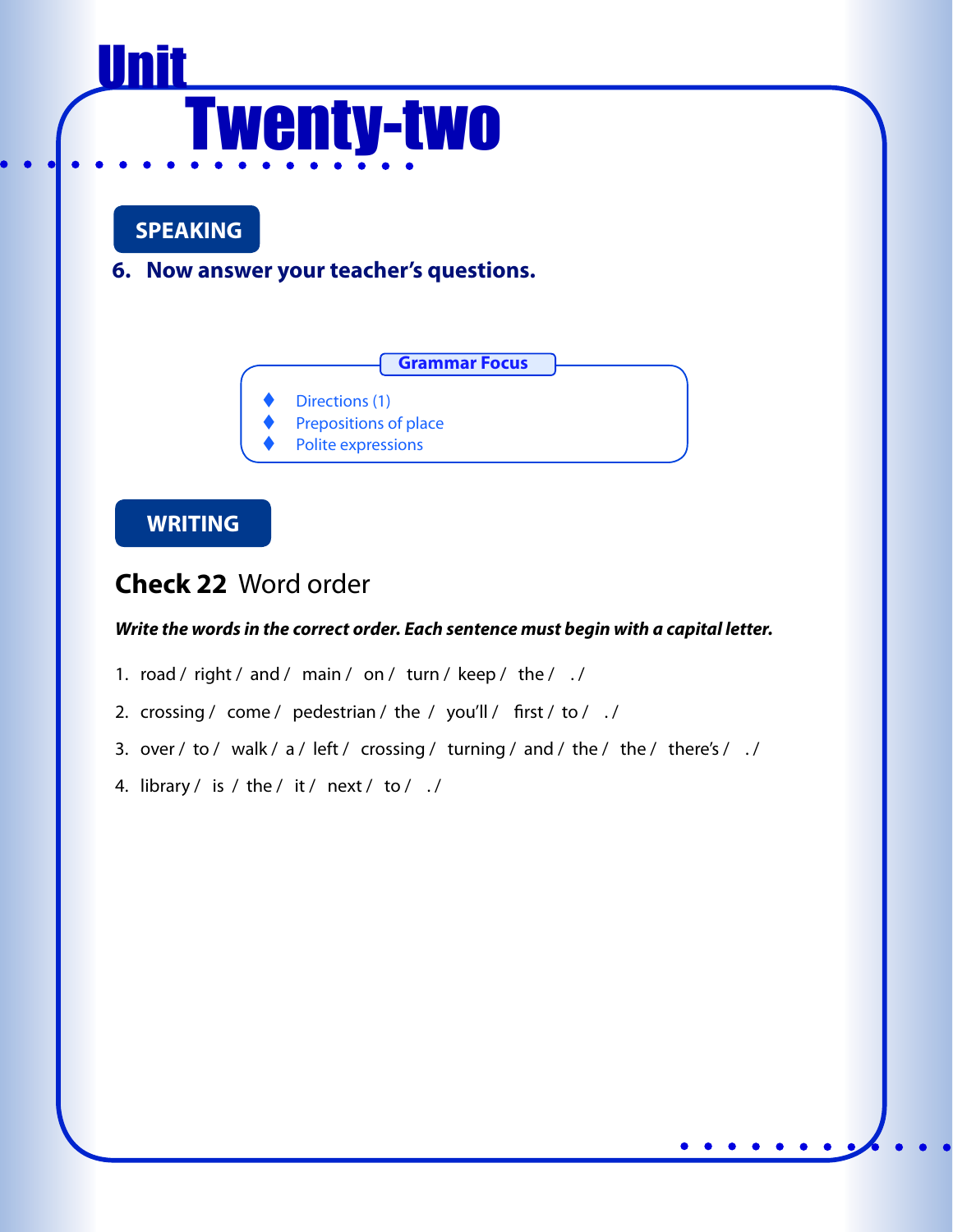# Unit Twenty-two

## SPEAKING

**6. Now answer your teacher's questions.**

**Grammar Focus**

- Directions (1)
- Prepositions of place
- Polite expressions

## WRITING

### **Check 22** Word order

***Write the words in the correct order. Each sentence must begin with a capital letter.***

1. road / right / and / main / on / turn / keep / the / . /
2. crossing / come / pedestrian / the / you'll / first / to / . /
3. over / to / walk / a / left / crossing / turning / and / the / the / there's / . /
4. library / is / the / it / next / to / . /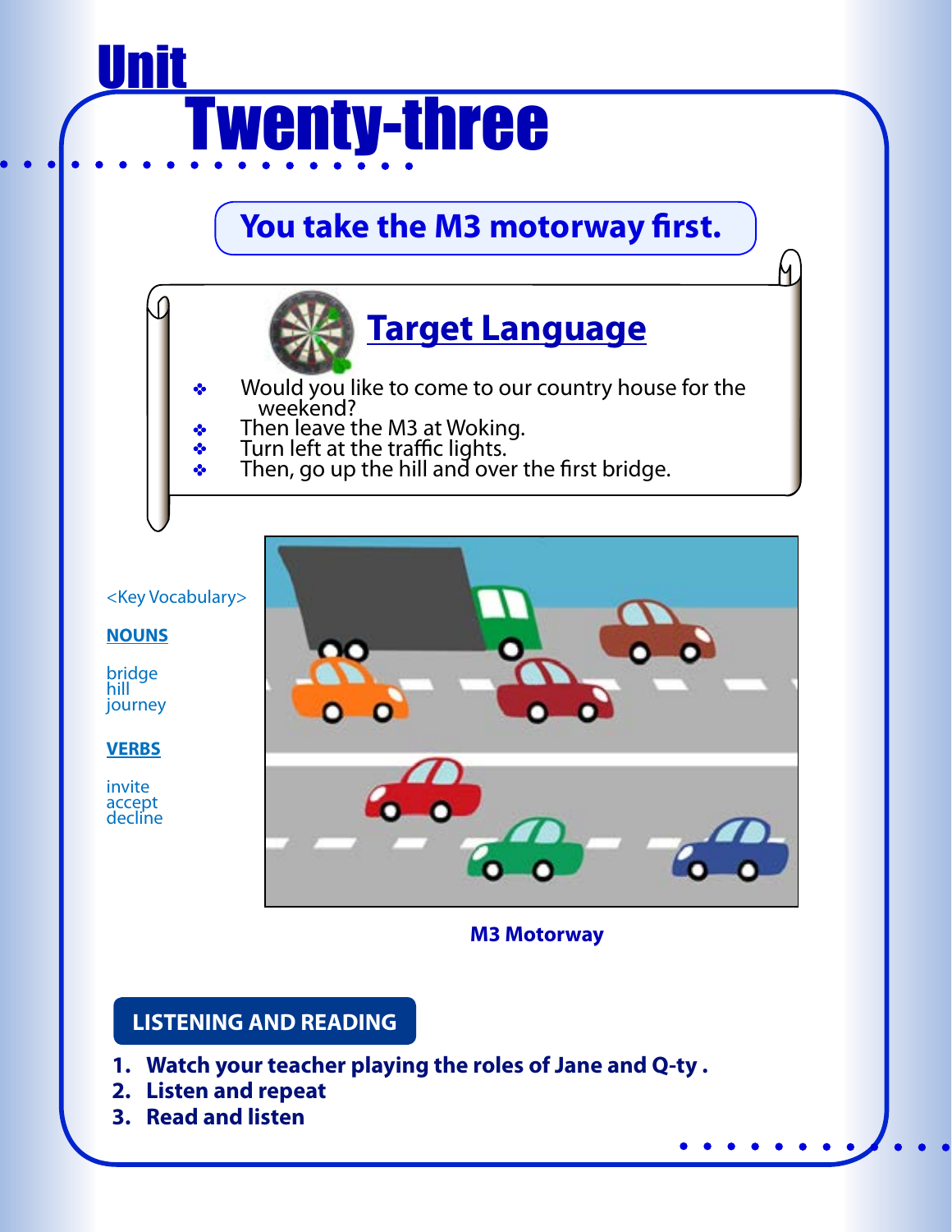# Unit Twenty-three

## You take the M3 motorway first.

### Target Language

- Would you like to come to our country house for the weekend?
- Then leave the M3 at Woking.
- Turn left at the traffic lights.
- Then, go up the hill and over the first bridge.

<Key Vocabulary>

**NOUNS**

bridge
hill
journey

**VERBS**

invite
accept
decline

M3 Motorway

## LISTENING AND READING

1. **Watch your teacher playing the roles of Jane and Q-ty .**
2. **Listen and repeat**
3. **Read and listen**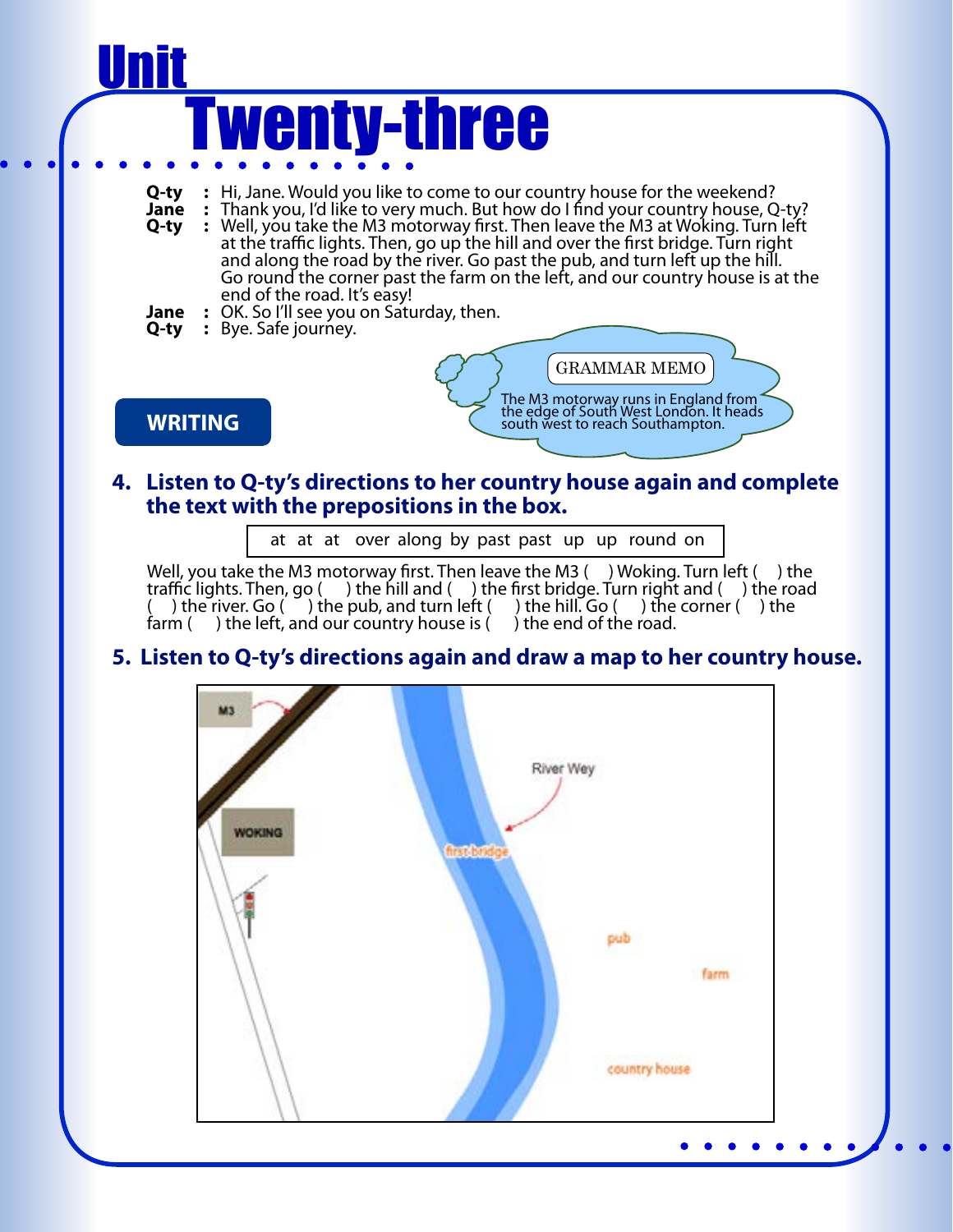# Unit Twenty-three

**Q-ty** : Hi, Jane. Would you like to come to our country house for the weekend?
**Jane** : Thank you, I'd like to very much. But how do I find your country house, Q-ty?
**Q-ty** : Well, you take the M3 motorway first. Then leave the M3 at Woking. Turn left at the traffic lights. Then, go up the hill and over the first bridge. Turn right and along the road by the river. Go past the pub, and turn left up the hill. Go round the corner past the farm on the left, and our country house is at the end of the road. It's easy!
**Jane** : OK. So I'll see you on Saturday, then.
**Q-ty** : Bye. Safe journey.

GRAMMAR MEMO

The M3 motorway runs in England from the edge of South West London. It heads south west to reach Southampton.

## WRITING

### 4. Listen to Q-ty's directions to her country house again and complete the text with the prepositions in the box.

| at at at over along by past past up up round on |
|---|

Well, you take the M3 motorway first. Then leave the M3 (  ) Woking. Turn left (  ) the traffic lights. Then, go (  ) the hill and (  ) the first bridge. Turn right and (  ) the road (  ) the river. Go (  ) the pub, and turn left (  ) the hill. Go (  ) the corner (  ) the farm (  ) the left, and our country house is (  ) the end of the road.

### 5. Listen to Q-ty's directions again and draw a map to her country house.

M3

WOKING

River Wey

first bridge

pub

farm

country house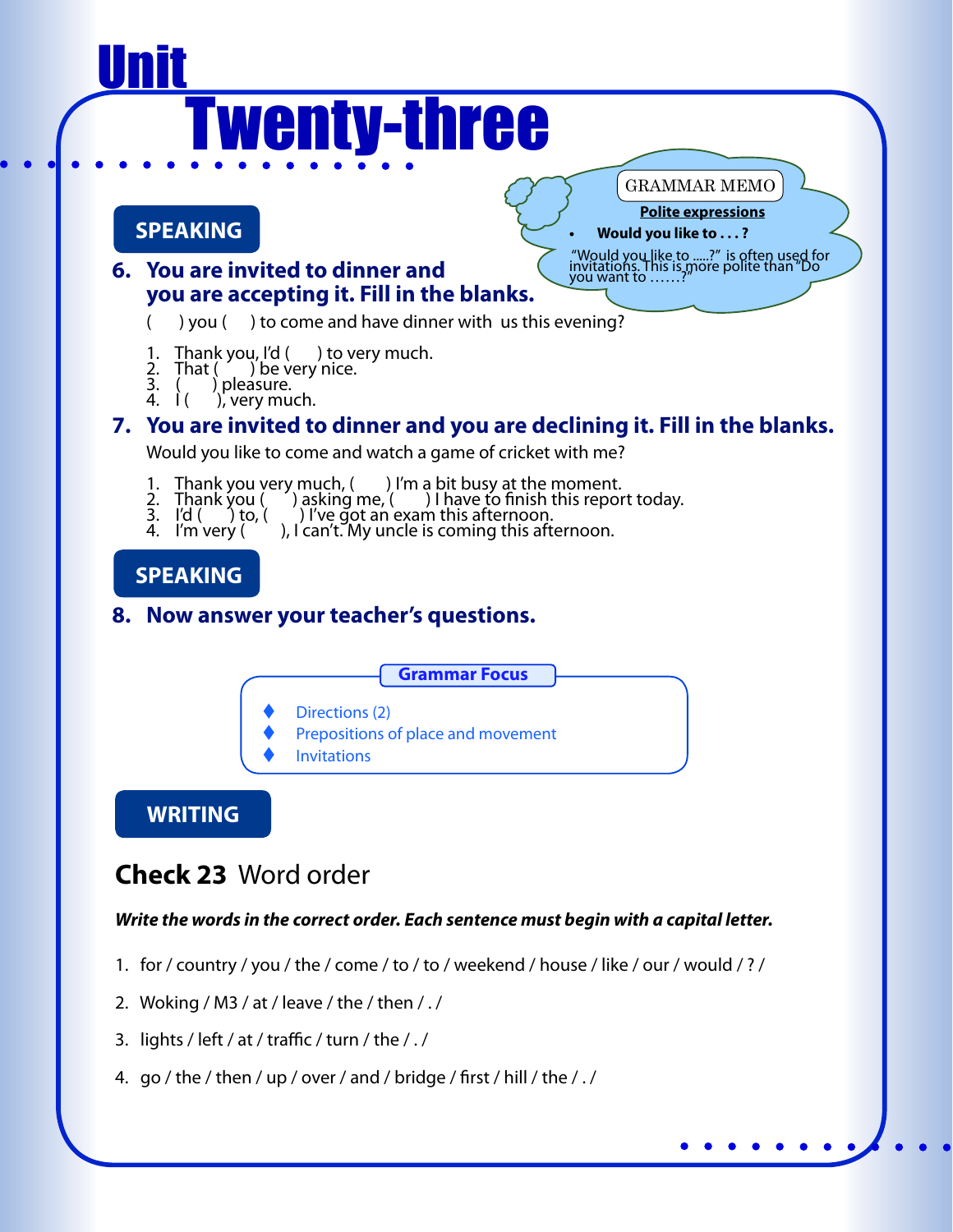# Unit Twenty-three

## SPEAKING

### 6. You are invited to dinner and you are accepting it. Fill in the blanks.

( ) you ( ) to come and have dinner with us this evening?

1. Thank you, I'd ( ) to very much.
2. That ( ) be very nice.
3. ( ) pleasure.
4. I ( ), very much.

> GRAMMAR MEMO
>
> **Polite expressions**
>
> - **Would you like to . . . ?**
>
> "Would you like to .....?" is often used for invitations. This is more polite than "Do you want to ……?"

### 7. You are invited to dinner and you are declining it. Fill in the blanks.

Would you like to come and watch a game of cricket with me?

1. Thank you very much, ( ) I'm a bit busy at the moment.
2. Thank you ( ) asking me, ( ) I have to finish this report today.
3. I'd ( ) to, ( ) I've got an exam this afternoon.
4. I'm very ( ), I can't. My uncle is coming this afternoon.

## SPEAKING

### 8. Now answer your teacher's questions.

**Grammar Focus**

- Directions (2)
- Prepositions of place and movement
- Invitations

## WRITING

### **Check 23** Word order

***Write the words in the correct order. Each sentence must begin with a capital letter.***

1. for / country / you / the / come / to / to / weekend / house / like / our / would / ? /
2. Woking / M3 / at / leave / the / then / . /
3. lights / left / at / traffic / turn / the / . /
4. go / the / then / up / over / and / bridge / first / hill / the / . /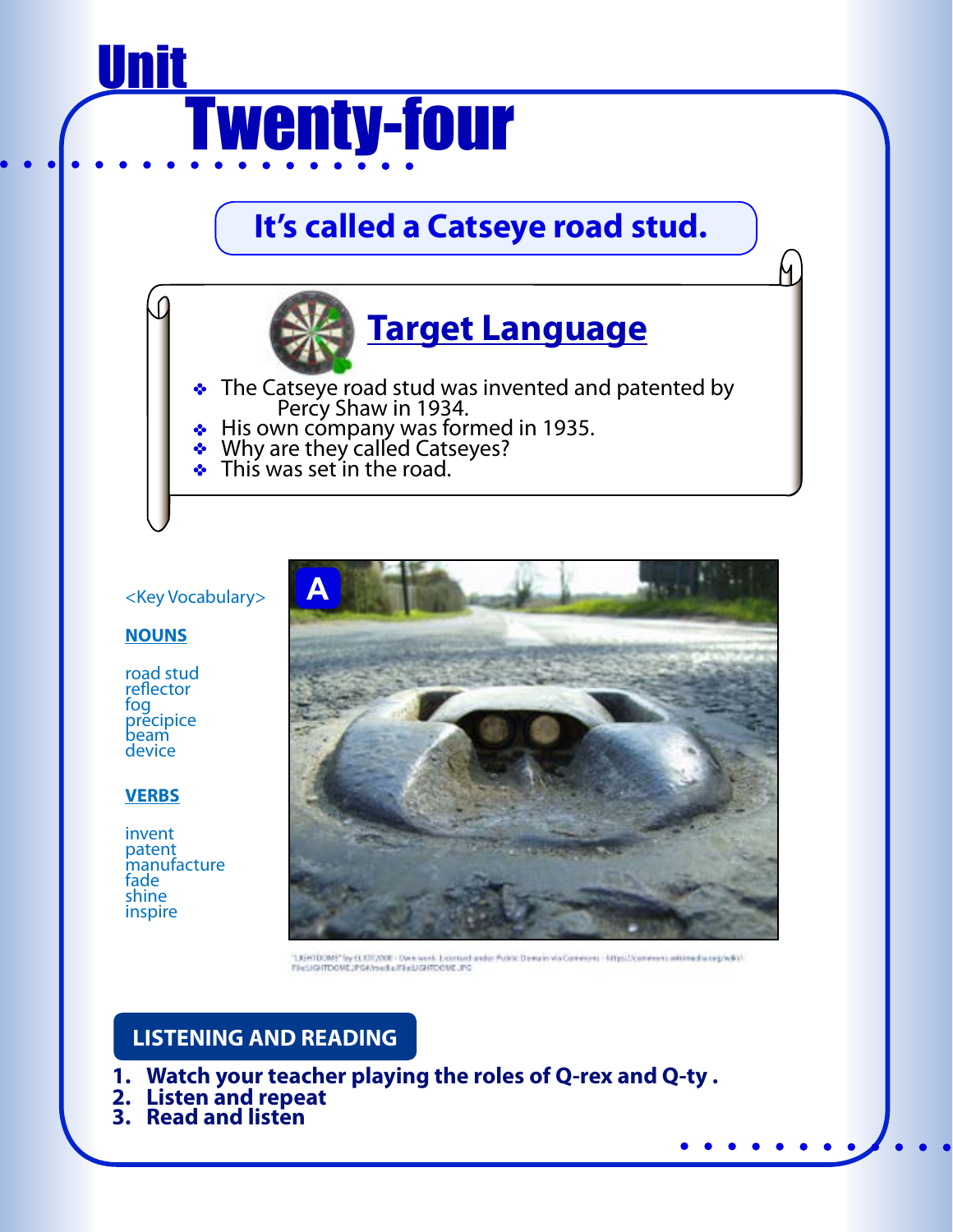# Unit Twenty-four

## It's called a Catseye road stud.

### Target Language

- The Catseye road stud was invented and patented by Percy Shaw in 1934.
- His own company was formed in 1935.
- Why are they called Catseyes?
- This was set in the road.

<Key Vocabulary>

**NOUNS**

road stud
reflector
fog
precipice
beam
device

**VERBS**

invent
patent
manufacture
fade
shine
inspire

A

"LIGHTDOME" by ELIOT2000 - Own work. Licensed under Public Domain via Commons - https://commons.wikimedia.org/wiki/File:LIGHTDOME.JPG#/media/File:LIGHTDOME.JPG

## LISTENING AND READING

1. Watch your teacher playing the roles of Q-rex and Q-ty .
2. Listen and repeat
3. Read and listen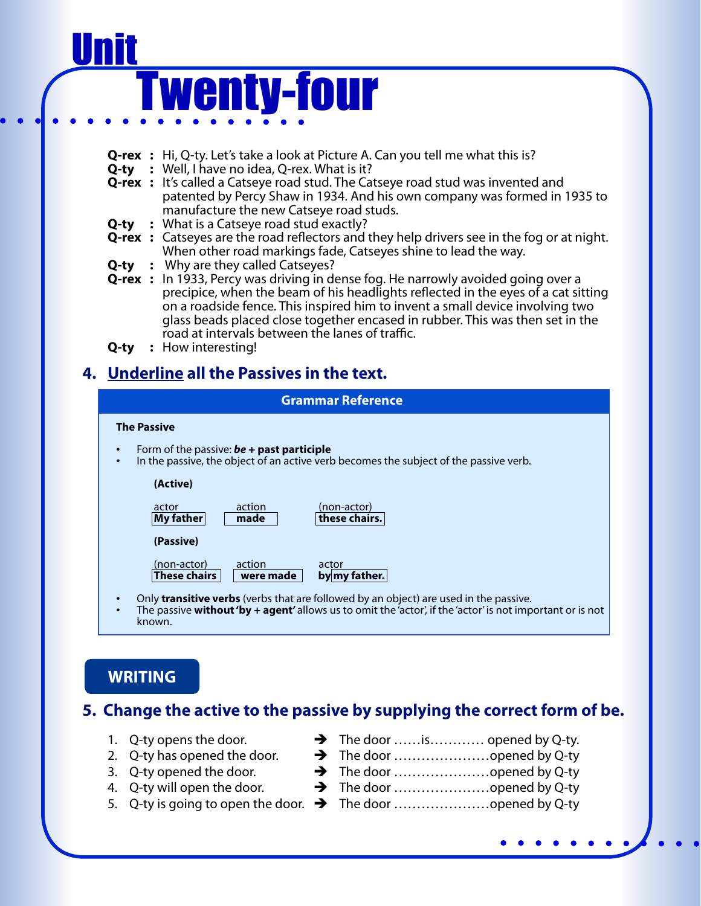# Unit Twenty-four

**Q-rex :** Hi, Q-ty. Let's take a look at Picture A. Can you tell me what this is?
**Q-ty :** Well, I have no idea, Q-rex. What is it?
**Q-rex :** It's called a Catseye road stud. The Catseye road stud was invented and patented by Percy Shaw in 1934. And his own company was formed in 1935 to manufacture the new Catseye road studs.
**Q-ty :** What is a Catseye road stud exactly?
**Q-rex :** Catseyes are the road reflectors and they help drivers see in the fog or at night. When other road markings fade, Catseyes shine to lead the way.
**Q-ty :** Why are they called Catseyes?
**Q-rex :** In 1933, Percy was driving in dense fog. He narrowly avoided going over a precipice, when the beam of his headlights reflected in the eyes of a cat sitting on a roadside fence. This inspired him to invent a small device involving two glass beads placed close together encased in rubber. This was then set in the road at intervals between the lanes of traffic.
**Q-ty :** How interesting!

## 4. Underline all the Passives in the text.

### Grammar Reference

**The Passive**

- Form of the passive: ***be* + past participle**
- In the passive, the object of an active verb becomes the subject of the passive verb.

**(Active)**

| actor | action | (non-actor) |
|---|---|---|
| **My father** | **made** | **these chairs.** |

**(Passive)**

| (non-actor) | action | actor |
|---|---|---|
| **These chairs** | **were made** | **by my father.** |

- Only **transitive verbs** (verbs that are followed by an object) are used in the passive.
- The passive **without 'by + agent'** allows us to omit the 'actor', if the 'actor' is not important or is not known.

## WRITING

## 5. Change the active to the passive by supplying the correct form of be.

1. Q-ty opens the door. ➔ The door ……is………… opened by Q-ty.
2. Q-ty has opened the door. ➔ The door …………………opened by Q-ty
3. Q-ty opened the door. ➔ The door …………………opened by Q-ty
4. Q-ty will open the door. ➔ The door …………………opened by Q-ty
5. Q-ty is going to open the door. ➔ The door …………………opened by Q-ty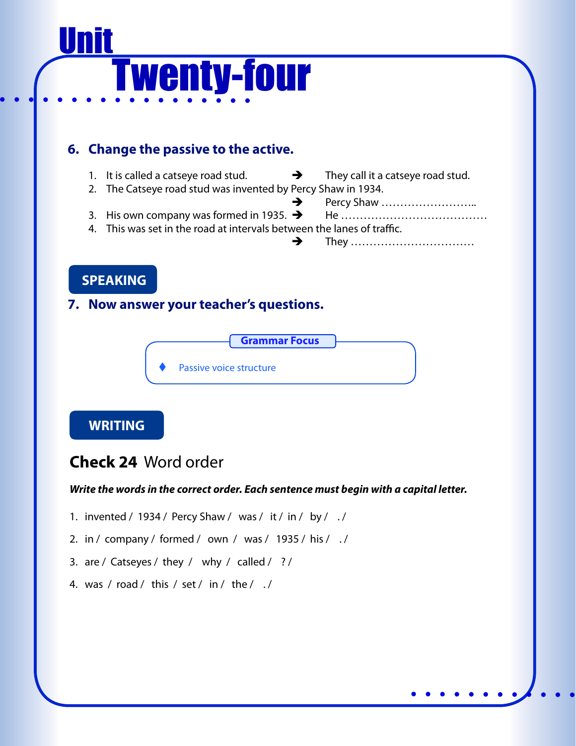# Unit Twenty-four

## 6. Change the passive to the active.

1. It is called a catseye road stud. ➔ They call it a catseye road stud.
2. The Catseye road stud was invented by Percy Shaw in 1934.
   ➔ Percy Shaw ……………………..
3. His own company was formed in 1935. ➔ He …………………………………
4. This was set in the road at intervals between the lanes of traffic.
   ➔ They ……………………………

**SPEAKING**

## 7. Now answer your teacher's questions.

**Grammar Focus**

- Passive voice structure

**WRITING**

### Check 24 Word order

***Write the words in the correct order. Each sentence must begin with a capital letter.***

1. invented / 1934 / Percy Shaw / was / it / in / by / . /
2. in / company / formed / own / was / 1935 / his / . /
3. are / Catseyes / they / why / called / ? /
4. was / road / this / set / in / the / . /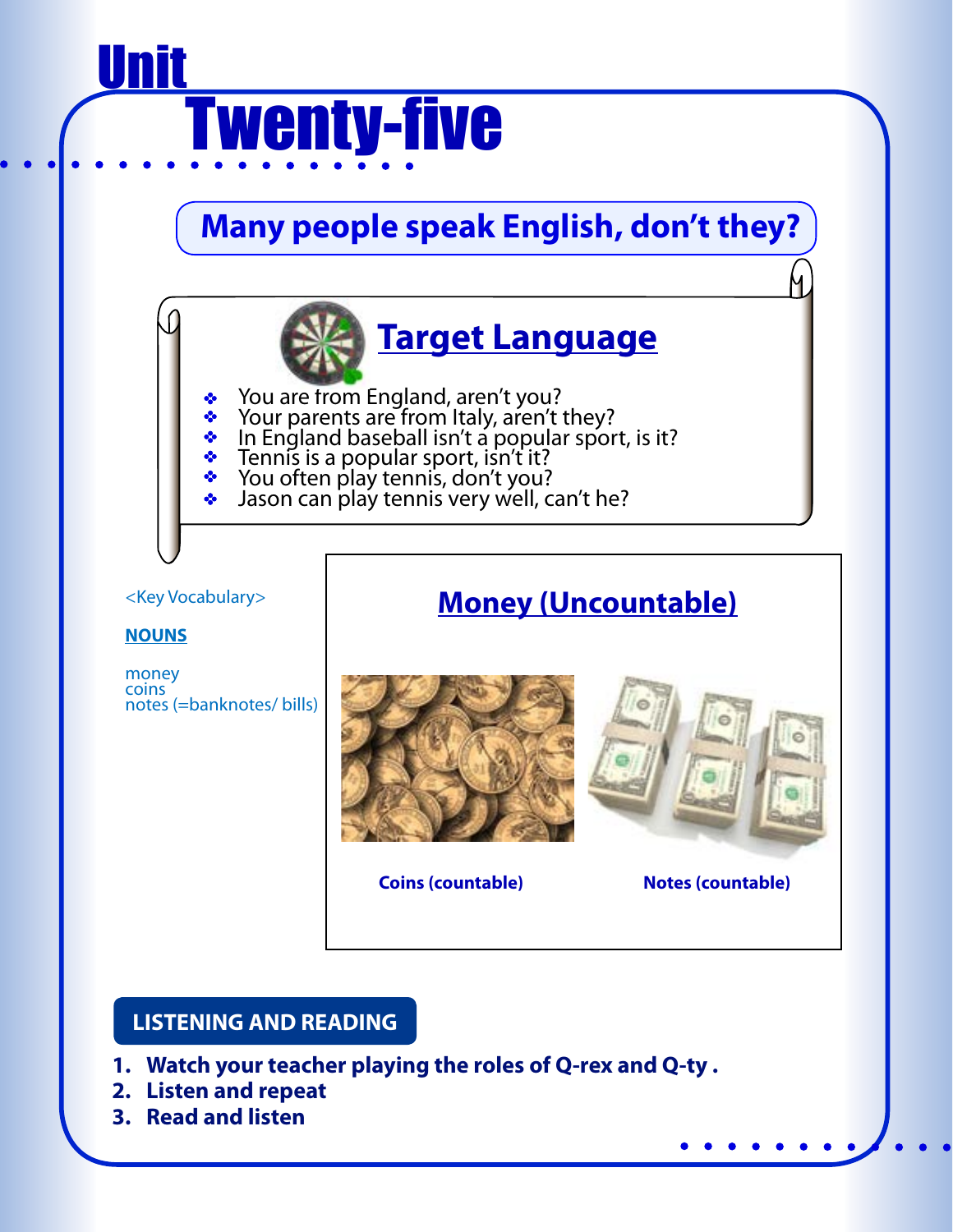# Unit Twenty-five

## Many people speak English, don't they?

### Target Language

- You are from England, aren't you?
- Your parents are from Italy, aren't they?
- In England baseball isn't a popular sport, is it?
- Tennis is a popular sport, isn't it?
- You often play tennis, don't you?
- Jason can play tennis very well, can't he?

<Key Vocabulary>

**NOUNS**

money
coins
notes (=banknotes/ bills)

### Money (Uncountable)

**Coins (countable)**

**Notes (countable)**

## LISTENING AND READING

1. **Watch your teacher playing the roles of Q-rex and Q-ty .**
2. **Listen and repeat**
3. **Read and listen**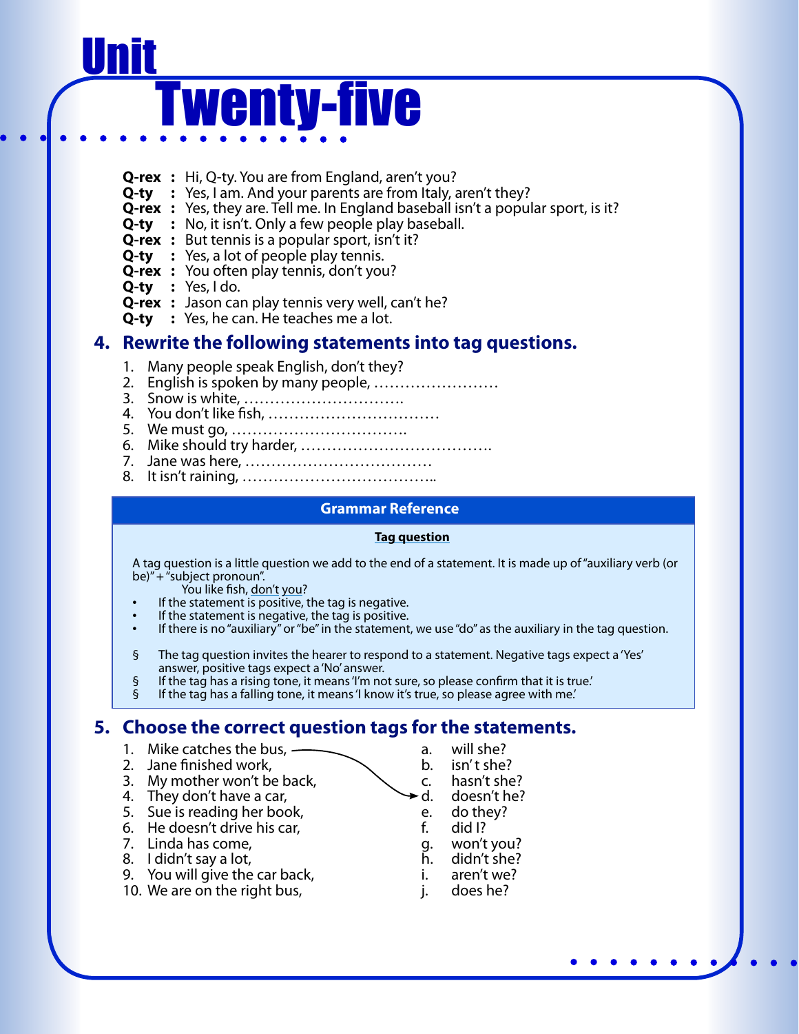# Unit Twenty-five

**Q-rex** : Hi, Q-ty. You are from England, aren't you?
**Q-ty** : Yes, I am. And your parents are from Italy, aren't they?
**Q-rex** : Yes, they are. Tell me. In England baseball isn't a popular sport, is it?
**Q-ty** : No, it isn't. Only a few people play baseball.
**Q-rex** : But tennis is a popular sport, isn't it?
**Q-ty** : Yes, a lot of people play tennis.
**Q-rex** : You often play tennis, don't you?
**Q-ty** : Yes, I do.
**Q-rex** : Jason can play tennis very well, can't he?
**Q-ty** : Yes, he can. He teaches me a lot.

## 4. Rewrite the following statements into tag questions.

1. Many people speak English, don't they?
2. English is spoken by many people, ……………………
3. Snow is white, ………………………….
4. You don't like fish, ……………………………
5. We must go, …………………………….
6. Mike should try harder, ……………………………….
7. Jane was here, ………………………………
8. It isn't raining, ………………………………..

### Grammar Reference

**Tag question**

A tag question is a little question we add to the end of a statement. It is made up of "auxiliary verb (or be)" + "subject pronoun".

You like fish, don't you?

- If the statement is positive, the tag is negative.
- If the statement is negative, the tag is positive.
- If there is no "auxiliary" or "be" in the statement, we use "do" as the auxiliary in the tag question.

§ The tag question invites the hearer to respond to a statement. Negative tags expect a 'Yes' answer, positive tags expect a 'No' answer.
§ If the tag has a rising tone, it means 'I'm not sure, so please confirm that it is true.'
§ If the tag has a falling tone, it means 'I know it's true, so please agree with me.'

## 5. Choose the correct question tags for the statements.

1. Mike catches the bus, → d.
2. Jane finished work,
3. My mother won't be back,
4. They don't have a car,
5. Sue is reading her book,
6. He doesn't drive his car,
7. Linda has come,
8. I didn't say a lot,
9. You will give the car back,
10. We are on the right bus,

a. will she?
b. isn't she?
c. hasn't she?
d. doesn't he?
e. do they?
f. did I?
g. won't you?
h. didn't she?
i. aren't we?
j. does he?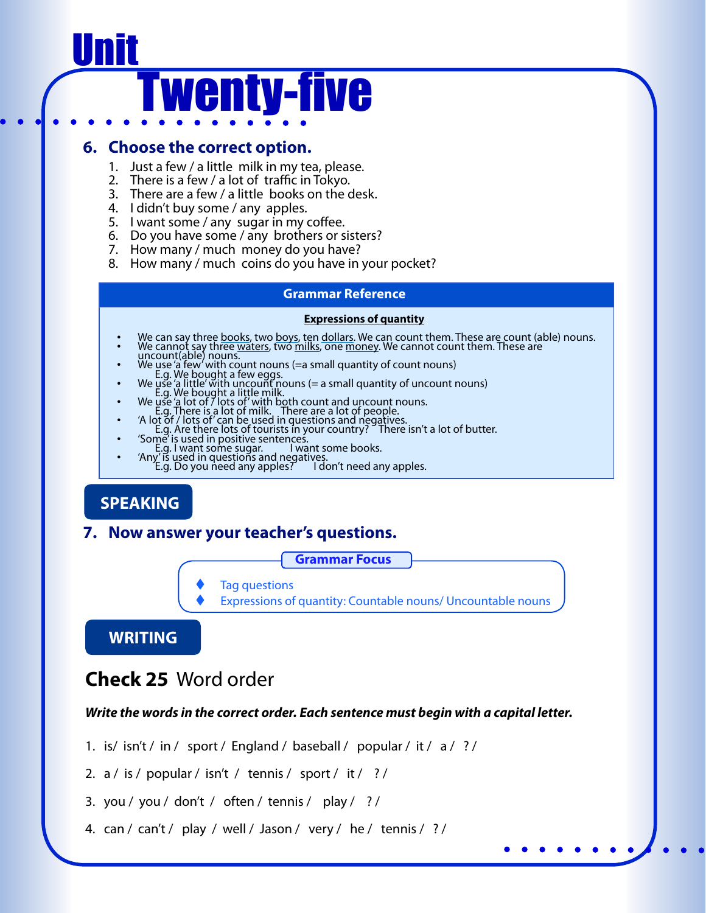# Unit Twenty-five

## 6. Choose the correct option.

1. Just a few / a little milk in my tea, please.
2. There is a few / a lot of traffic in Tokyo.
3. There are a few / a little books on the desk.
4. I didn't buy some / any apples.
5. I want some / any sugar in my coffee.
6. Do you have some / any brothers or sisters?
7. How many / much money do you have?
8. How many / much coins do you have in your pocket?

### Grammar Reference

**Expressions of quantity**

- We can say three books, two boys, ten dollars. We can count them. These are count (able) nouns.
- We cannot say three waters, two milks, one money. We cannot count them. These are uncount(able) nouns.
- We use 'a few' with count nouns (=a small quantity of count nouns)
  E.g. We bought a few eggs.
- We use 'a little' with uncount nouns (= a small quantity of uncount nouns)
  E.g. We bought a little milk.
- We use 'a lot of / lots of' with both count and uncount nouns.
  E.g. There is a lot of milk. There are a lot of people.
- 'A lot of / lots of' can be used in questions and negatives.
  E.g. Are there lots of tourists in your country? There isn't a lot of butter.
- 'Some' is used in positive sentences.
  E.g. I want some sugar. I want some books.
- 'Any' is used in questions and negatives.
  E.g. Do you need any apples? I don't need any apples.

## SPEAKING

## 7. Now answer your teacher's questions.

**Grammar Focus**

- Tag questions
- Expressions of quantity: Countable nouns/ Uncountable nouns

## WRITING

## **Check 25** Word order

***Write the words in the correct order. Each sentence must begin with a capital letter.***

1. is/ isn't / in / sport / England / baseball / popular / it / a / ? /
2. a / is / popular / isn't / tennis / sport / it / ? /
3. you / you / don't / often / tennis / play / ? /
4. can / can't / play / well / Jason / very / he / tennis / ? /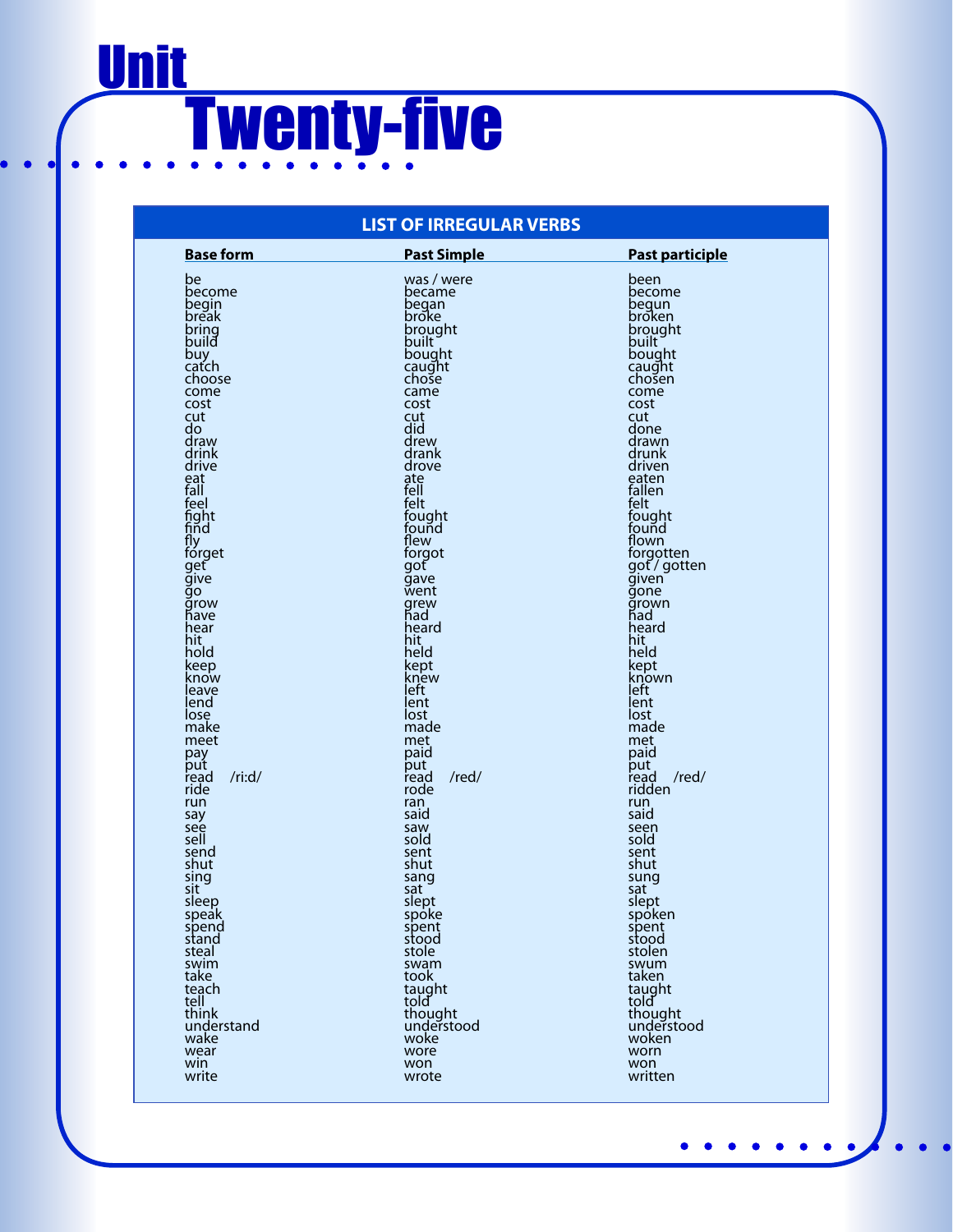# Unit Twenty-five

## LIST OF IRREGULAR VERBS

| Base form | Past Simple | Past participle |
| --- | --- | --- |
| be | was / were | been |
| become | became | become |
| begin | began | begun |
| break | broke | broken |
| bring | brought | brought |
| build | built | built |
| buy | bought | bought |
| catch | caught | caught |
| choose | chose | chosen |
| come | came | come |
| cost | cost | cost |
| cut | cut | cut |
| do | did | done |
| draw | drew | drawn |
| drink | drank | drunk |
| drive | drove | driven |
| eat | ate | eaten |
| fall | fell | fallen |
| feel | felt | felt |
| fight | fought | fought |
| find | found | found |
| fly | flew | flown |
| forget | forgot | forgotten |
| get | got | got / gotten |
| give | gave | given |
| go | went | gone |
| grow | grew | grown |
| have | had | had |
| hear | heard | heard |
| hit | hit | hit |
| hold | held | held |
| keep | kept | kept |
| know | knew | known |
| leave | left | left |
| lend | lent | lent |
| lose | lost | lost |
| make | made | made |
| meet | met | met |
| pay | paid | paid |
| put | put | put |
| read /ri:d/ | read /red/ | read /red/ |
| ride | rode | ridden |
| run | ran | run |
| say | said | said |
| see | saw | seen |
| sell | sold | sold |
| send | sent | sent |
| shut | shut | shut |
| sing | sang | sung |
| sit | sat | sat |
| sleep | slept | slept |
| speak | spoke | spoken |
| spend | spent | spent |
| stand | stood | stood |
| steal | stole | stolen |
| swim | swam | swum |
| take | took | taken |
| teach | taught | taught |
| tell | told | told |
| think | thought | thought |
| understand | understood | understood |
| wake | woke | woken |
| wear | wore | worn |
| win | won | won |
| write | wrote | written |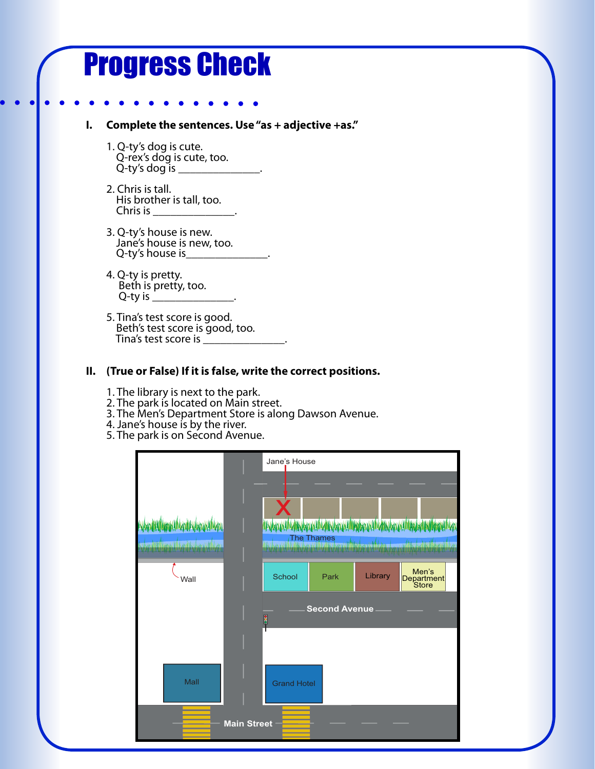# Progress Check

**I. Complete the sentences. Use "as + adjective +as."**

1. Q-ty's dog is cute.
   Q-rex's dog is cute, too.
   Q-ty's dog is _______________.

2. Chris is tall.
   His brother is tall, too.
   Chris is _______________.

3. Q-ty's house is new.
   Jane's house is new, too.
   Q-ty's house is_______________.

4. Q-ty is pretty.
   Beth is pretty, too.
   Q-ty is _______________.

5. Tina's test score is good.
   Beth's test score is good, too.
   Tina's test score is _______________.

**II. (True or False) If it is false, write the correct positions.**

1. The library is next to the park.
2. The park is located on Main street.
3. The Men's Department Store is along Dawson Avenue.
4. Jane's house is by the river.
5. The park is on Second Avenue.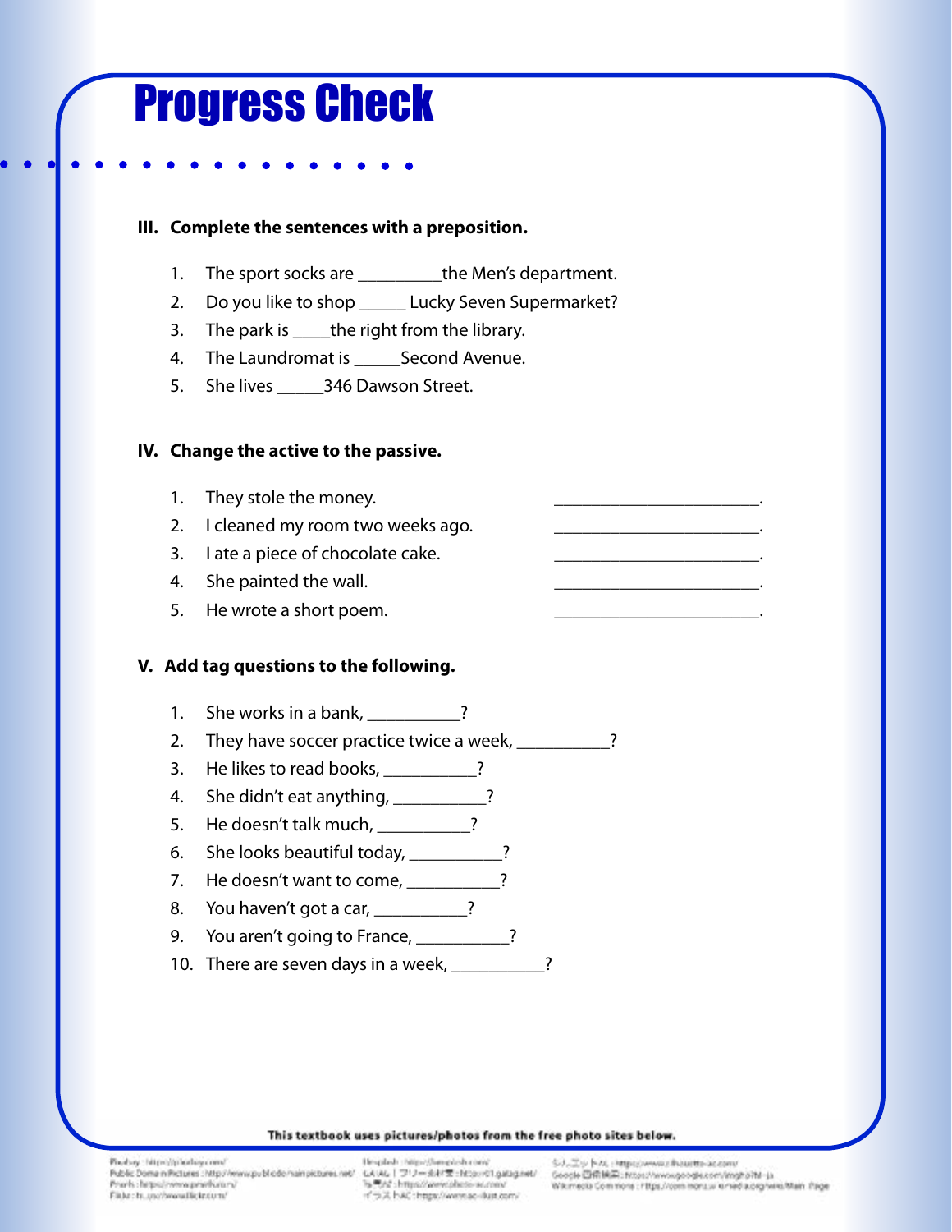# Progress Check

### III. Complete the sentences with a preposition.

1. The sport socks are _________the Men's department.
2. Do you like to shop _____ Lucky Seven Supermarket?
3. The park is ____the right from the library.
4. The Laundromat is _____Second Avenue.
5. She lives _____346 Dawson Street.

### IV. Change the active to the passive.

1. They stole the money. _______________________.
2. I cleaned my room two weeks ago. _______________________.
3. I ate a piece of chocolate cake. _______________________.
4. She painted the wall. _______________________.
5. He wrote a short poem. _______________________.

### V. Add tag questions to the following.

1. She works in a bank, __________?
2. They have soccer practice twice a week, __________?
3. He likes to read books, __________?
4. She didn't eat anything, __________?
5. He doesn't talk much, __________?
6. She looks beautiful today, __________?
7. He doesn't want to come, __________?
8. You haven't got a car, __________?
9. You aren't going to France, __________?
10. There are seven days in a week, __________?

**This textbook uses pictures/photos from the free photo sites below.**

Pixabay : https://pixabay.com/
Public Domain Pictures : http://www.publicdomainpictures.net/
Pixels : https://www.pexels.com/
Flickr : https://www.flickr.com/

Unsplash : https://unsplash.com/
GATAG | フリー素材集 : http://free.gatag.net/
写真AC : https://www.photo-ac.com/
イラストAC : https://www.ac-illust.com/

シルエットAC : https://www.silhouette-ac.com/
Google 画像検索 : https://www.google.com/imghp?hl=ja
Wikimedia Commons : https://commons.wikimedia.org/wiki/Main_Page